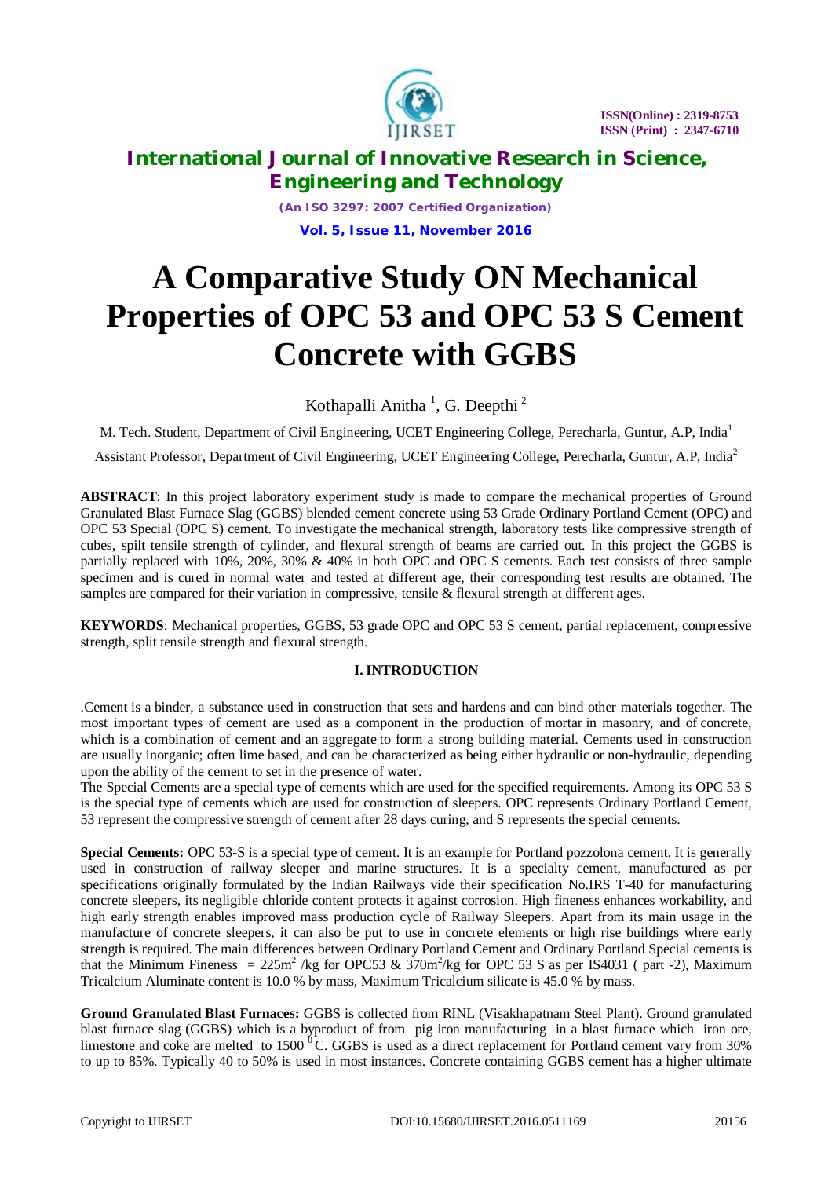# A Comparative Study ON Mechanical Properties of OPC 53 and OPC 53 S Cement Concrete with GGBS

Kothapalli Anitha [1], G. Deepthi [2]

M. Tech. Student, Department of Civil Engineering, UCET Engineering College, Perecharla, Guntur, A.P, India[1]

Assistant Professor, Department of Civil Engineering, UCET Engineering College, Perecharla, Guntur, A.P, India[2]

**ABSTRACT**: In this project laboratory experiment study is made to compare the mechanical properties of Ground Granulated Blast Furnace Slag (GGBS) blended cement concrete using 53 Grade Ordinary Portland Cement (OPC) and OPC 53 Special (OPC S) cement. To investigate the mechanical strength, laboratory tests like compressive strength of cubes, spilt tensile strength of cylinder, and flexural strength of beams are carried out. In this project the GGBS is partially replaced with 10%, 20%, 30% & 40% in both OPC and OPC S cements. Each test consists of three sample specimen and is cured in normal water and tested at different age, their corresponding test results are obtained. The samples are compared for their variation in compressive, tensile & flexural strength at different ages.

**KEYWORDS**: Mechanical properties, GGBS, 53 grade OPC and OPC 53 S cement, partial replacement, compressive strength, split tensile strength and flexural strength.

## I. INTRODUCTION

.Cement is a binder, a substance used in construction that sets and hardens and can bind other materials together. The most important types of cement are used as a component in the production of mortar in masonry, and of concrete, which is a combination of cement and an aggregate to form a strong building material. Cements used in construction are usually inorganic; often lime based, and can be characterized as being either hydraulic or non-hydraulic, depending upon the ability of the cement to set in the presence of water.

The Special Cements are a special type of cements which are used for the specified requirements. Among its OPC 53 S is the special type of cements which are used for construction of sleepers. OPC represents Ordinary Portland Cement, 53 represent the compressive strength of cement after 28 days curing, and S represents the special cements.

**Special Cements:** OPC 53-S is a special type of cement. It is an example for Portland pozzolona cement. It is generally used in construction of railway sleeper and marine structures. It is a specialty cement, manufactured as per specifications originally formulated by the Indian Railways vide their specification No.IRS T-40 for manufacturing concrete sleepers, its negligible chloride content protects it against corrosion. High fineness enhances workability, and high early strength enables improved mass production cycle of Railway Sleepers. Apart from its main usage in the manufacture of concrete sleepers, it can also be put to use in concrete elements or high rise buildings where early strength is required. The main differences between Ordinary Portland Cement and Ordinary Portland Special cements is that the Minimum Fineness = 225$m^2$ /kg for OPC53 & 370$m^2$/kg for OPC 53 S as per IS4031 ( part -2), Maximum Tricalcium Aluminate content is 10.0 % by mass, Maximum Tricalcium silicate is 45.0 % by mass.

**Ground Granulated Blast Furnaces:** GGBS is collected from RINL (Visakhapatnam Steel Plant). Ground granulated blast furnace slag (GGBS) which is a byproduct of from pig iron manufacturing in a blast furnace which iron ore, limestone and coke are melted to 1500 $^0$C. GGBS is used as a direct replacement for Portland cement vary from 30% to up to 85%. Typically 40 to 50% is used in most instances. Concrete containing GGBS cement has a higher ultimate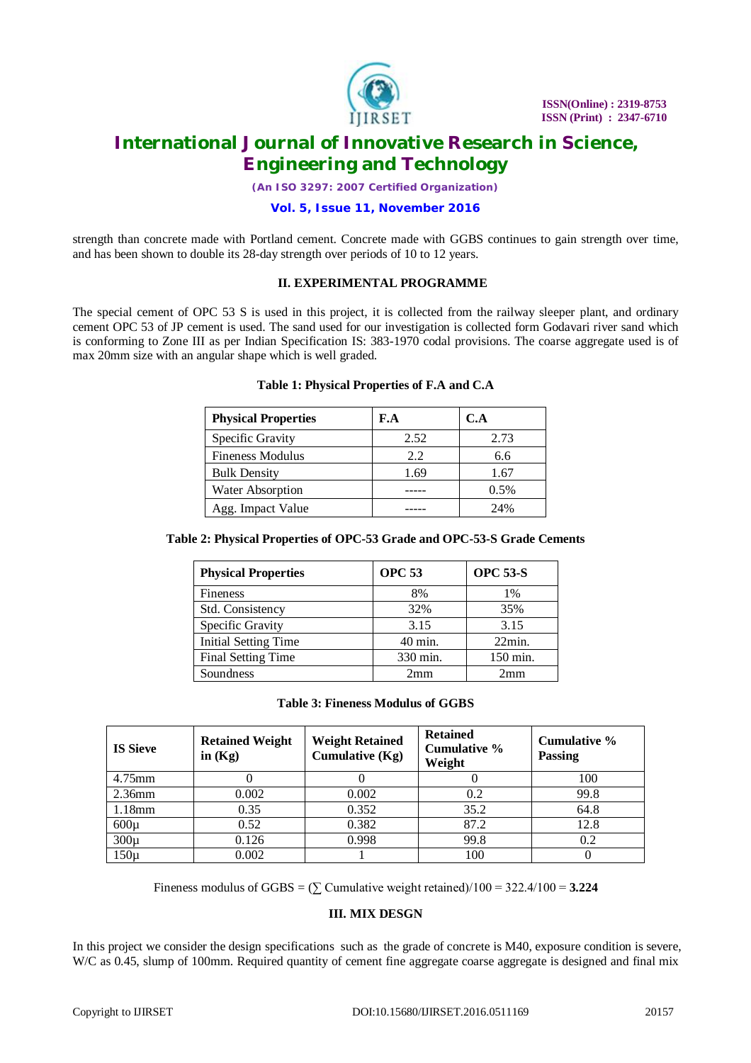strength than concrete made with Portland cement. Concrete made with GGBS continues to gain strength over time, and has been shown to double its 28-day strength over periods of 10 to 12 years.

## II. EXPERIMENTAL PROGRAMME

The special cement of OPC 53 S is used in this project, it is collected from the railway sleeper plant, and ordinary cement OPC 53 of JP cement is used. The sand used for our investigation is collected form Godavari river sand which is conforming to Zone III as per Indian Specification IS: 383-1970 codal provisions. The coarse aggregate used is of max 20mm size with an angular shape which is well graded.

**Table 1: Physical Properties of F.A and C.A**

| Physical Properties | F.A | C.A |
|---|---|---|
| Specific Gravity | 2.52 | 2.73 |
| Fineness Modulus | 2.2 | 6.6 |
| Bulk Density | 1.69 | 1.67 |
| Water Absorption | ----- | 0.5% |
| Agg. Impact Value | ----- | 24% |

**Table 2: Physical Properties of OPC-53 Grade and OPC-53-S Grade Cements**

| Physical Properties | OPC 53 | OPC 53-S |
|---|---|---|
| Fineness | 8% | 1% |
| Std. Consistency | 32% | 35% |
| Specific Gravity | 3.15 | 3.15 |
| Initial Setting Time | 40 min. | 22min. |
| Final Setting Time | 330 min. | 150 min. |
| Soundness | 2mm | 2mm |

**Table 3: Fineness Modulus of GGBS**

| IS Sieve | Retained Weight in (Kg) | Weight Retained Cumulative (Kg) | Retained Cumulative % Weight | Cumulative % Passing |
|---|---|---|---|---|
| 4.75mm | 0 | 0 | 0 | 100 |
| 2.36mm | 0.002 | 0.002 | 0.2 | 99.8 |
| 1.18mm | 0.35 | 0.352 | 35.2 | 64.8 |
| 600μ | 0.52 | 0.382 | 87.2 | 12.8 |
| 300μ | 0.126 | 0.998 | 99.8 | 0.2 |
| 150μ | 0.002 | 1 | 100 | 0 |

Fineness modulus of GGBS = ($\sum$ Cumulative weight retained)/100 = 322.4/100 = **3.224**

## III. MIX DESGN

In this project we consider the design specifications such as the grade of concrete is M40, exposure condition is severe, W/C as 0.45, slump of 100mm. Required quantity of cement fine aggregate coarse aggregate is designed and final mix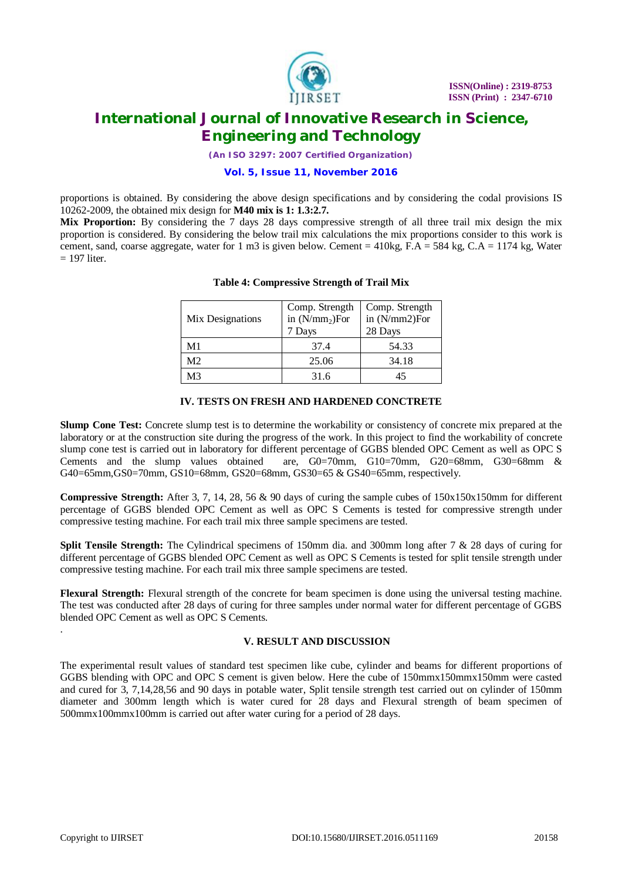proportions is obtained. By considering the above design specifications and by considering the codal provisions IS 10262-2009, the obtained mix design for **M40 mix is 1: 1.3:2.7.**

**Mix Proportion:** By considering the 7 days 28 days compressive strength of all three trail mix design the mix proportion is considered. By considering the below trail mix calculations the mix proportions consider to this work is cement, sand, coarse aggregate, water for 1 m3 is given below. Cement = 410kg, F.A = 584 kg, C.A = 1174 kg, Water = 197 liter.

**Table 4: Compressive Strength of Trail Mix**

| Mix Designations | Comp. Strength in ($N/mm_2$)For 7 Days | Comp. Strength in (N/mm2)For 28 Days |
|---|---|---|
| M1 | 37.4 | 54.33 |
| M2 | 25.06 | 34.18 |
| M3 | 31.6 | 45 |

## IV. TESTS ON FRESH AND HARDENED CONCRETE

**Slump Cone Test:** Concrete slump test is to determine the workability or consistency of concrete mix prepared at the laboratory or at the construction site during the progress of the work. In this project to find the workability of concrete slump cone test is carried out in laboratory for different percentage of GGBS blended OPC Cement as well as OPC S Cements and the slump values obtained are, G0=70mm, G10=70mm, G20=68mm, G30=68mm & G40=65mm,GS0=70mm, GS10=68mm, GS20=68mm, GS30=65 & GS40=65mm, respectively.

**Compressive Strength:** After 3, 7, 14, 28, 56 & 90 days of curing the sample cubes of 150x150x150mm for different percentage of GGBS blended OPC Cement as well as OPC S Cements is tested for compressive strength under compressive testing machine. For each trail mix three sample specimens are tested.

**Split Tensile Strength:** The Cylindrical specimens of 150mm dia. and 300mm long after 7 & 28 days of curing for different percentage of GGBS blended OPC Cement as well as OPC S Cements is tested for split tensile strength under compressive testing machine. For each trail mix three sample specimens are tested.

**Flexural Strength:** Flexural strength of the concrete for beam specimen is done using the universal testing machine. The test was conducted after 28 days of curing for three samples under normal water for different percentage of GGBS blended OPC Cement as well as OPC S Cements.

## V. RESULT AND DISCUSSION

The experimental result values of standard test specimen like cube, cylinder and beams for different proportions of GGBS blending with OPC and OPC S cement is given below. Here the cube of 150mmx150mmx150mm were casted and cured for 3, 7,14,28,56 and 90 days in potable water, Split tensile strength test carried out on cylinder of 150mm diameter and 300mm length which is water cured for 28 days and Flexural strength of beam specimen of 500mmx100mmx100mm is carried out after water curing for a period of 28 days.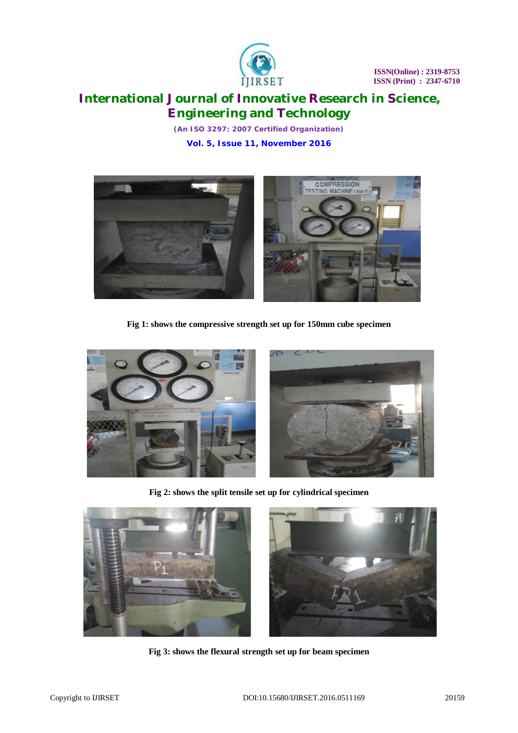Fig 1: shows the compressive strength set up for 150mm cube specimen

Fig 2: shows the split tensile set up for cylindrical specimen

Fig 3: shows the flexural strength set up for beam specimen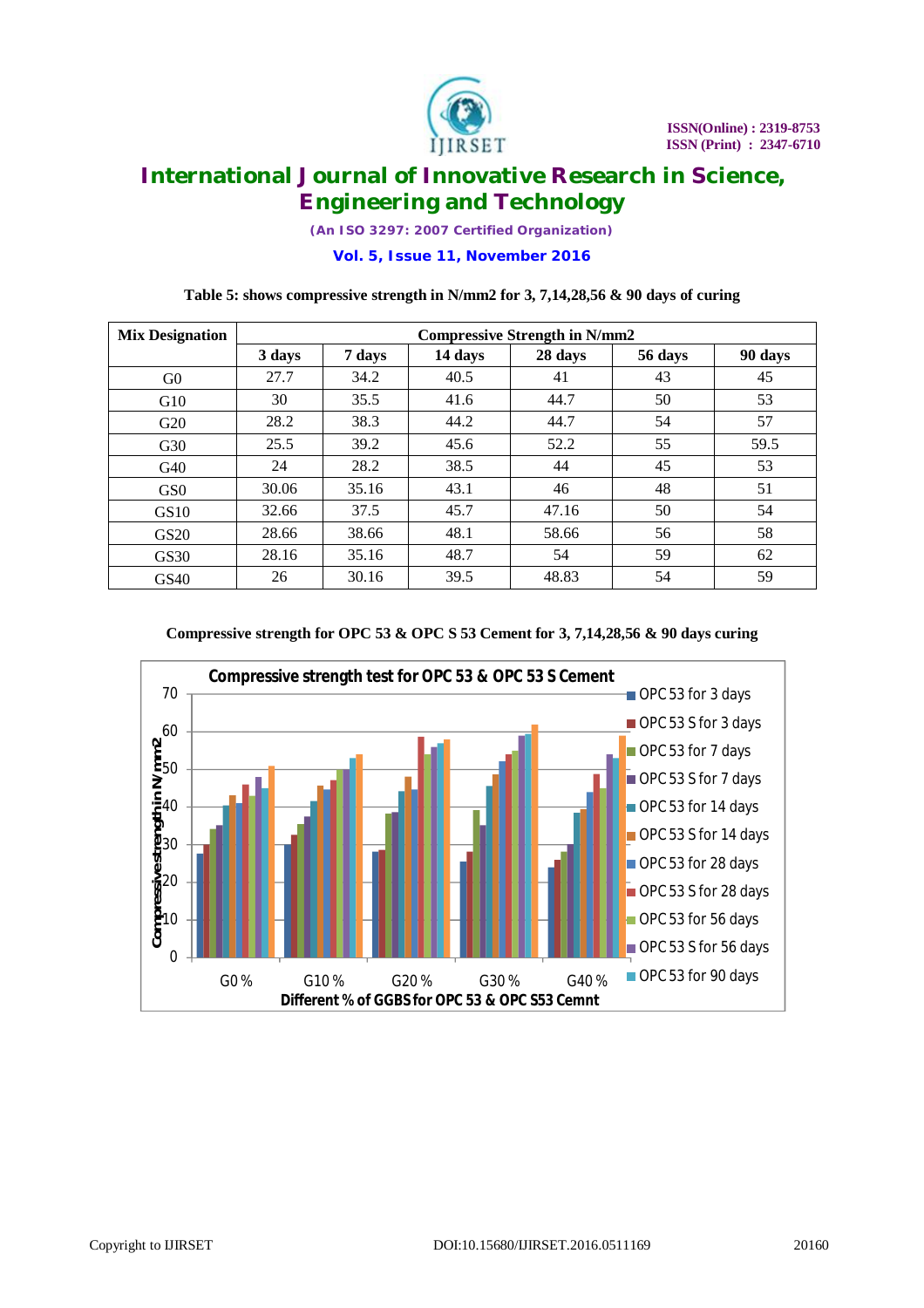Table 5: shows compressive strength in N/mm2 for 3, 7,14,28,56 & 90 days of curing

| Mix Designation | Compressive Strength in N/mm2 | | | | | |
|---|---|---|---|---|---|---|
| | 3 days | 7 days | 14 days | 28 days | 56 days | 90 days |
| G0 | 27.7 | 34.2 | 40.5 | 41 | 43 | 45 |
| G10 | 30 | 35.5 | 41.6 | 44.7 | 50 | 53 |
| G20 | 28.2 | 38.3 | 44.2 | 44.7 | 54 | 57 |
| G30 | 25.5 | 39.2 | 45.6 | 52.2 | 55 | 59.5 |
| G40 | 24 | 28.2 | 38.5 | 44 | 45 | 53 |
| GS0 | 30.06 | 35.16 | 43.1 | 46 | 48 | 51 |
| GS10 | 32.66 | 37.5 | 45.7 | 47.16 | 50 | 54 |
| GS20 | 28.66 | 38.66 | 48.1 | 58.66 | 56 | 58 |
| GS30 | 28.16 | 35.16 | 48.7 | 54 | 59 | 62 |
| GS40 | 26 | 30.16 | 39.5 | 48.83 | 54 | 59 |

Compressive strength for OPC 53 & OPC S 53 Cement for 3, 7,14,28,56 & 90 days curing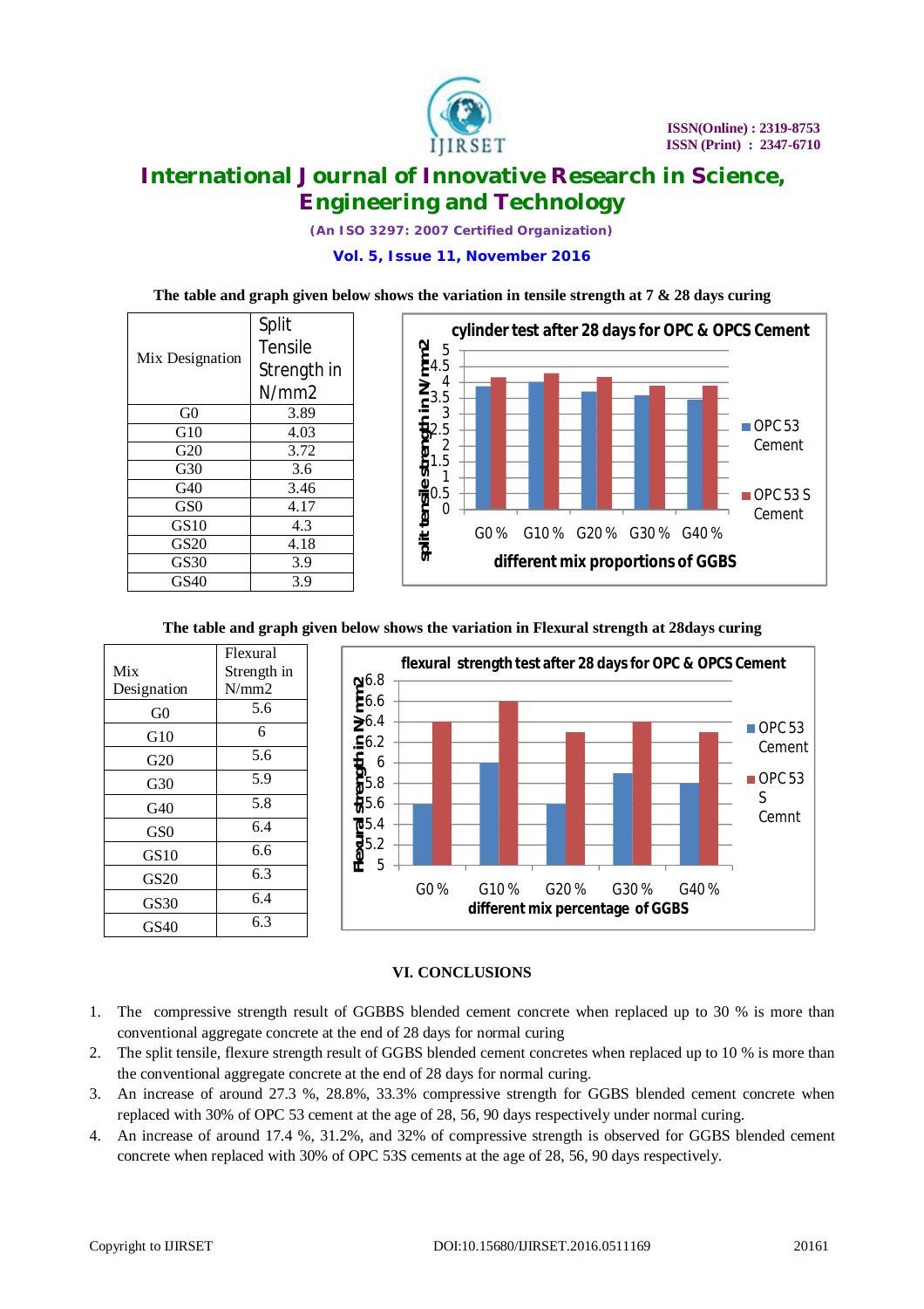The table and graph given below shows the variation in tensile strength at 7 & 28 days curing

| Mix Designation | Split Tensile Strength in N/mm2 |
|---|---|
| G0 | 3.89 |
| G10 | 4.03 |
| G20 | 3.72 |
| G30 | 3.6 |
| G40 | 3.46 |
| GS0 | 4.17 |
| GS10 | 4.3 |
| GS20 | 4.18 |
| GS30 | 3.9 |
| GS40 | 3.9 |

The table and graph given below shows the variation in Flexural strength at 28days curing

| Mix Designation | Flexural Strength in N/mm2 |
|---|---|
| G0 | 5.6 |
| G10 | 6 |
| G20 | 5.6 |
| G30 | 5.9 |
| G40 | 5.8 |
| GS0 | 6.4 |
| GS10 | 6.6 |
| GS20 | 6.3 |
| GS30 | 6.4 |
| GS40 | 6.3 |

## VI. CONCLUSIONS

1. The compressive strength result of GGBBS blended cement concrete when replaced up to 30 % is more than conventional aggregate concrete at the end of 28 days for normal curing
2. The split tensile, flexure strength result of GGBS blended cement concretes when replaced up to 10 % is more than the conventional aggregate concrete at the end of 28 days for normal curing.
3. An increase of around 27.3 %, 28.8%, 33.3% compressive strength for GGBS blended cement concrete when replaced with 30% of OPC 53 cement at the age of 28, 56, 90 days respectively under normal curing.
4. An increase of around 17.4 %, 31.2%, and 32% of compressive strength is observed for GGBS blended cement concrete when replaced with 30% of OPC 53S cements at the age of 28, 56, 90 days respectively.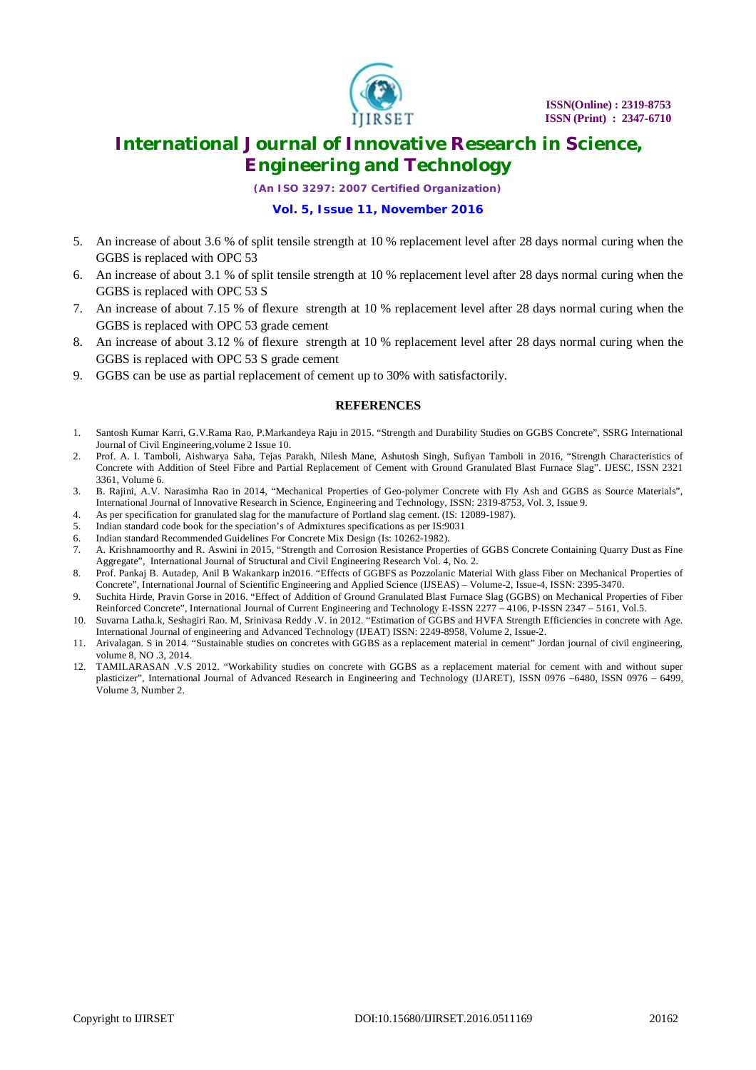5. An increase of about 3.6 % of split tensile strength at 10 % replacement level after 28 days normal curing when the GGBS is replaced with OPC 53
6. An increase of about 3.1 % of split tensile strength at 10 % replacement level after 28 days normal curing when the GGBS is replaced with OPC 53 S
7. An increase of about 7.15 % of flexure strength at 10 % replacement level after 28 days normal curing when the GGBS is replaced with OPC 53 grade cement
8. An increase of about 3.12 % of flexure strength at 10 % replacement level after 28 days normal curing when the GGBS is replaced with OPC 53 S grade cement
9. GGBS can be use as partial replacement of cement up to 30% with satisfactorily.

## REFERENCES

1. Santosh Kumar Karri, G.V.Rama Rao, P.Markandeya Raju in 2015. "Strength and Durability Studies on GGBS Concrete", SSRG International Journal of Civil Engineering,volume 2 Issue 10.
2. Prof. A. I. Tamboli, Aishwarya Saha, Tejas Parakh, Nilesh Mane, Ashutosh Singh, Sufiyan Tamboli in 2016, "Strength Characteristics of Concrete with Addition of Steel Fibre and Partial Replacement of Cement with Ground Granulated Blast Furnace Slag". IJESC, ISSN 2321 3361, Volume 6.
3. B. Rajini, A.V. Narasimha Rao in 2014, "Mechanical Properties of Geo-polymer Concrete with Fly Ash and GGBS as Source Materials", International Journal of Innovative Research in Science, Engineering and Technology, ISSN: 2319-8753, Vol. 3, Issue 9.
4. As per specification for granulated slag for the manufacture of Portland slag cement. (IS: 12089-1987).
5. Indian standard code book for the speciation's of Admixtures specifications as per IS:9031
6. Indian standard Recommended Guidelines For Concrete Mix Design (Is: 10262-1982).
7. A. Krishnamoorthy and R. Aswini in 2015, "Strength and Corrosion Resistance Properties of GGBS Concrete Containing Quarry Dust as Fine Aggregate", International Journal of Structural and Civil Engineering Research Vol. 4, No. 2.
8. Prof. Pankaj B. Autadep, Anil B Wakankarp in2016. "Effects of GGBFS as Pozzolanic Material With glass Fiber on Mechanical Properties of Concrete", International Journal of Scientific Engineering and Applied Science (IJSEAS) – Volume-2, Issue-4, ISSN: 2395-3470.
9. Suchita Hirde, Pravin Gorse in 2016. "Effect of Addition of Ground Granulated Blast Furnace Slag (GGBS) on Mechanical Properties of Fiber Reinforced Concrete", International Journal of Current Engineering and Technology E-ISSN 2277 – 4106, P-ISSN 2347 – 5161, Vol.5.
10. Suvarna Latha.k, Seshagiri Rao. M, Srinivasa Reddy .V. in 2012. "Estimation of GGBS and HVFA Strength Efficiencies in concrete with Age. International Journal of engineering and Advanced Technology (IJEAT) ISSN: 2249-8958, Volume 2, Issue-2.
11. Arivalagan. S in 2014. "Sustainable studies on concretes with GGBS as a replacement material in cement" Jordan journal of civil engineering, volume 8, NO .3, 2014.
12. TAMILARASAN .V.S 2012. "Workability studies on concrete with GGBS as a replacement material for cement with and without super plasticizer", International Journal of Advanced Research in Engineering and Technology (IJARET), ISSN 0976 –6480, ISSN 0976 – 6499, Volume 3, Number 2.